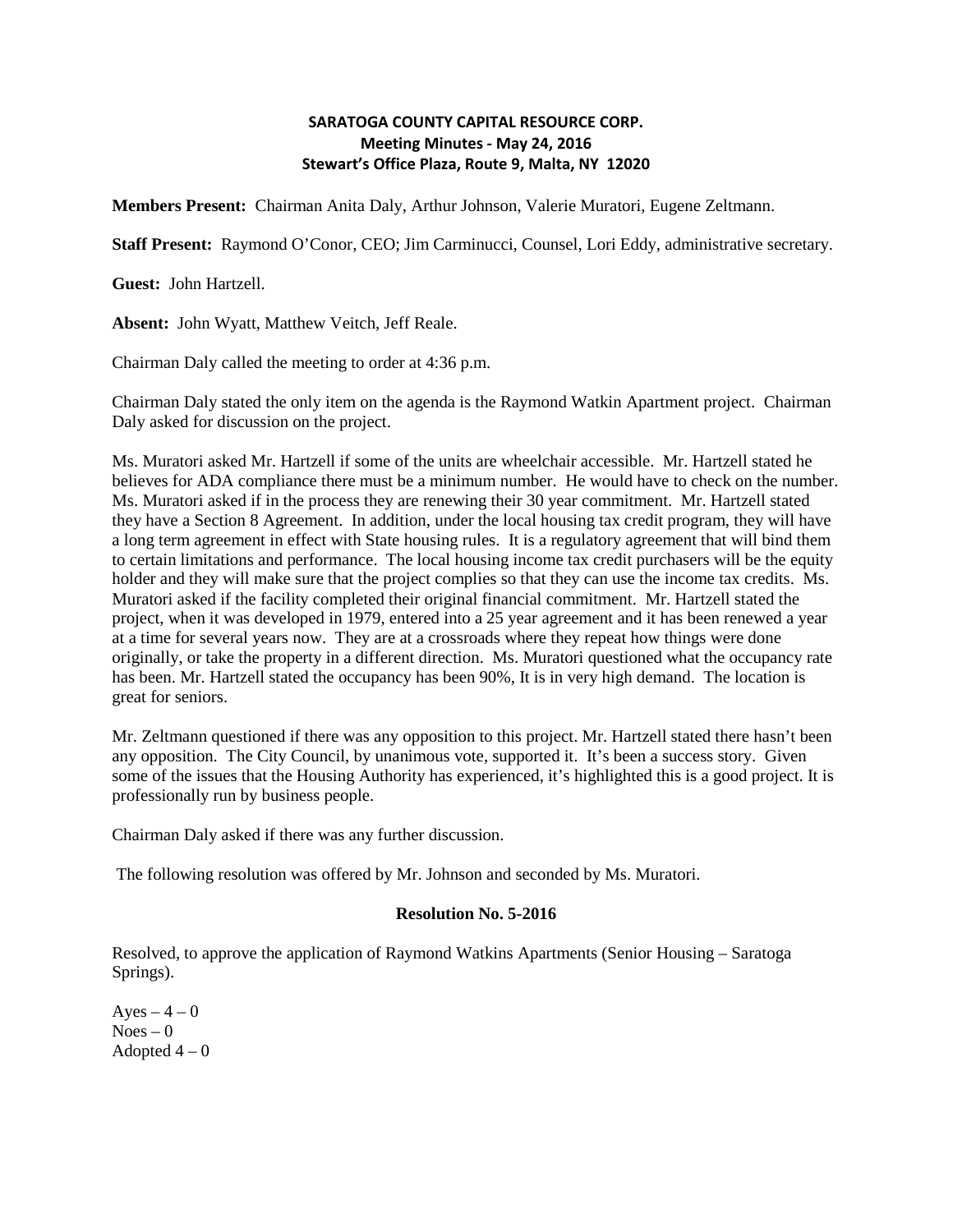**SARATOGA COUNTY CAPITAL RESOURCE CORP.**
**Meeting Minutes - May 24, 2016**
**Stewart's Office Plaza, Route 9, Malta, NY 12020**

**Members Present:** Chairman Anita Daly, Arthur Johnson, Valerie Muratori, Eugene Zeltmann.

**Staff Present:** Raymond O'Conor, CEO; Jim Carminucci, Counsel, Lori Eddy, administrative secretary.

**Guest:** John Hartzell.

**Absent:** John Wyatt, Matthew Veitch, Jeff Reale.

Chairman Daly called the meeting to order at 4:36 p.m.

Chairman Daly stated the only item on the agenda is the Raymond Watkin Apartment project. Chairman Daly asked for discussion on the project.

Ms. Muratori asked Mr. Hartzell if some of the units are wheelchair accessible. Mr. Hartzell stated he believes for ADA compliance there must be a minimum number. He would have to check on the number. Ms. Muratori asked if in the process they are renewing their 30 year commitment. Mr. Hartzell stated they have a Section 8 Agreement. In addition, under the local housing tax credit program, they will have a long term agreement in effect with State housing rules. It is a regulatory agreement that will bind them to certain limitations and performance. The local housing income tax credit purchasers will be the equity holder and they will make sure that the project complies so that they can use the income tax credits. Ms. Muratori asked if the facility completed their original financial commitment. Mr. Hartzell stated the project, when it was developed in 1979, entered into a 25 year agreement and it has been renewed a year at a time for several years now. They are at a crossroads where they repeat how things were done originally, or take the property in a different direction. Ms. Muratori questioned what the occupancy rate has been. Mr. Hartzell stated the occupancy has been 90%, It is in very high demand. The location is great for seniors.

Mr. Zeltmann questioned if there was any opposition to this project. Mr. Hartzell stated there hasn't been any opposition. The City Council, by unanimous vote, supported it. It's been a success story. Given some of the issues that the Housing Authority has experienced, it's highlighted this is a good project. It is professionally run by business people.

Chairman Daly asked if there was any further discussion.

The following resolution was offered by Mr. Johnson and seconded by Ms. Muratori.

**Resolution No. 5-2016**

Resolved, to approve the application of Raymond Watkins Apartments (Senior Housing – Saratoga Springs).

Ayes – 4 – 0
Noes – 0
Adopted 4 – 0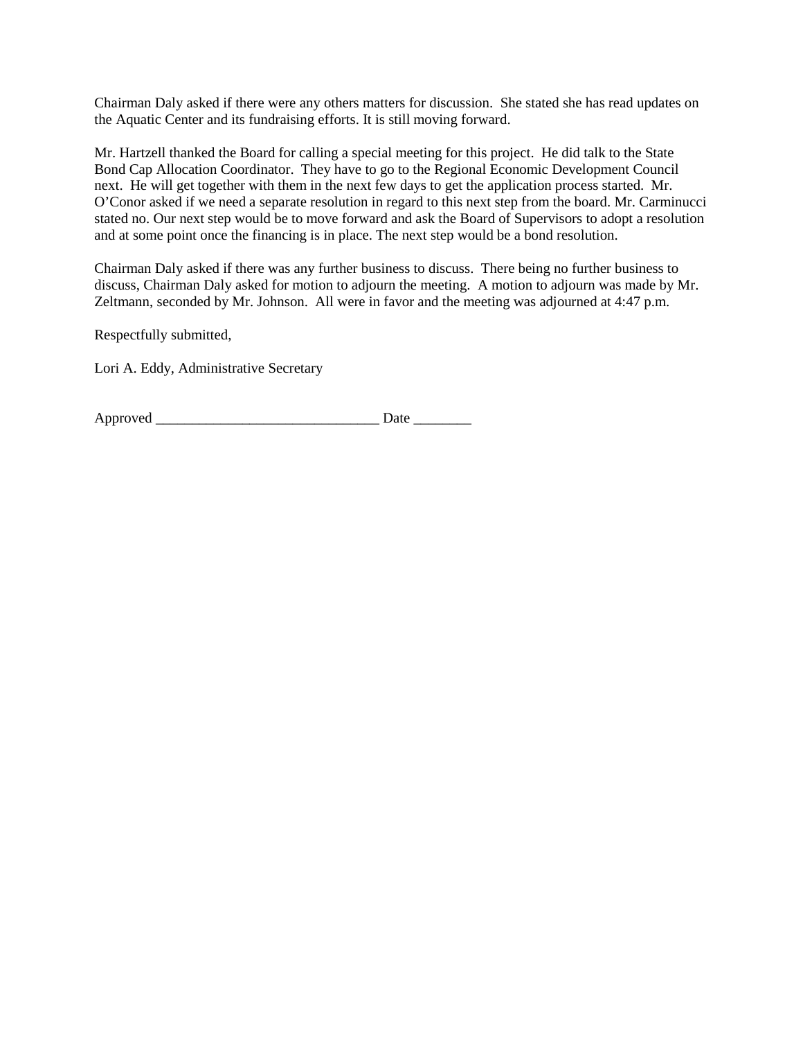Chairman Daly asked if there were any others matters for discussion. She stated she has read updates on the Aquatic Center and its fundraising efforts. It is still moving forward.

Mr. Hartzell thanked the Board for calling a special meeting for this project. He did talk to the State Bond Cap Allocation Coordinator. They have to go to the Regional Economic Development Council next. He will get together with them in the next few days to get the application process started. Mr. O'Conor asked if we need a separate resolution in regard to this next step from the board. Mr. Carminucci stated no. Our next step would be to move forward and ask the Board of Supervisors to adopt a resolution and at some point once the financing is in place. The next step would be a bond resolution.

Chairman Daly asked if there was any further business to discuss. There being no further business to discuss, Chairman Daly asked for motion to adjourn the meeting. A motion to adjourn was made by Mr. Zeltmann, seconded by Mr. Johnson. All were in favor and the meeting was adjourned at 4:47 p.m.

Respectfully submitted,

Lori A. Eddy, Administrative Secretary

Approved _______________________________ Date ________